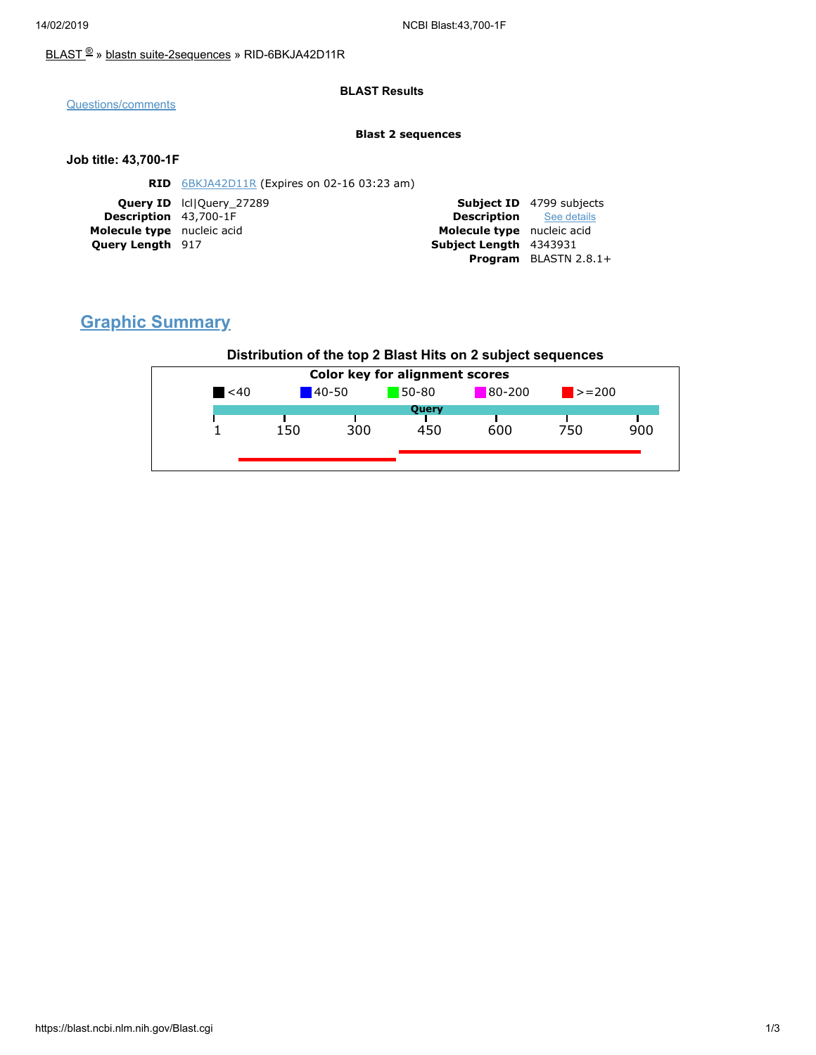BLAST ® » blastn suite-2sequences » RID-6BKJA42D11R

**BLAST Results**

Questions/comments

**Blast 2 sequences**

**Job title: 43,700-1F**

**RID** 6BKJA42D11R (Expires on 02-16 03:23 am)

| | | | |
|---|---|---|---|
| **Query ID** | lcl\|Query_27289 | **Subject ID** | 4799 subjects |
| **Description** | 43,700-1F | **Description** | See details |
| **Molecule type** | nucleic acid | **Molecule type** | nucleic acid |
| **Query Length** | 917 | **Subject Length** | 4343931 |
| | | **Program** | BLASTN 2.8.1+ |

## Graphic Summary

**Distribution of the top 2 Blast Hits on 2 subject sequences**

**Color key for alignment scores**

<40 | 40-50 | 50-80 | 80-200 | >=200

Query

1 150 300 450 600 750 900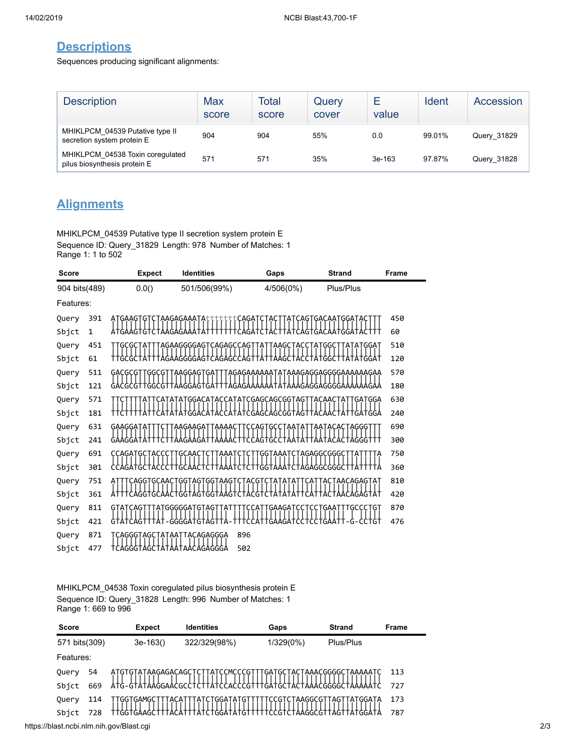## Descriptions

Sequences producing significant alignments:

| Description | Max score | Total score | Query cover | E value | Ident | Accession |
|---|---|---|---|---|---|---|
| MHIKLPCM_04539 Putative type II secretion system protein E | 904 | 904 | 55% | 0.0 | 99.01% | Query_31829 |
| MHIKLPCM_04538 Toxin coregulated pilus biosynthesis protein E | 571 | 571 | 35% | 3e-163 | 97.87% | Query_31828 |

## Alignments

MHIKLPCM_04539 Putative type II secretion system protein E
Sequence ID: Query_31829 Length: 978 Number of Matches: 1
Range 1: 1 to 502

| Score | Expect | Identities | Gaps | Strand | Frame |
|---|---|---|---|---|---|
| 904 bits(489) | 0.0() | 501/506(99%) | 4/506(0%) | Plus/Plus | |

Features:

```
Query  391  ATGAAGTGTCTAAGAGAAATAtttttttCAGATCTACTTATCAGTGACAATGGATACTTT  450
            ||||||||||||||||||||||||||||||||||||||||||||||||||||||||||||
Sbjct  1    ATGAAGTGTCTAAGAGAAATATTTTTTTCAGATCTACTTATCAGTGACAATGGATACTTT  60

Query  451  TTGCGCTATTTAGAAGGGGAGTCAGAGCCAGTTATTAAGCTACCTATGGCTTATATGGAT  510
            ||||||||||||||||||||||||||||||||||||||||||||||||||||||||||||
Sbjct  61   TTGCGCTATTTAGAAGGGGAGTCAGAGCCAGTTATTAAGCTACCTATGGCTTATATGGAT  120

Query  511  GACGCGTTGGCGTTAAGGAGTGATTTAGAGAAAAAATATAAAGAGGAGGGGAAAAAAGAA  570
            ||||||||||||||||||||||||||||||||||||||||||||||||||||||||||||
Sbjct  121  GACGCGTTGGCGTTAAGGAGTGATTTAGAGAAAAAATATAAAGAGGAGGGGAAAAAAGAA  180

Query  571  TTCTTTTATTCATATATGGACATACCATATCGAGCAGCGGTAGTTACAACTATTGATGGA  630
            ||||||||||||||||||||||||||||||||||||||||||||||||||||||||||||
Sbjct  181  TTCTTTTATTCATATATGGACATACCATATCGAGCAGCGGTAGTTACAACTATTGATGGA  240

Query  631  GAAGGATATTTCTTAAGAAGATTAAAACTTCCAGTGCCTAATATTAATACACTAGGGTTT  690
            ||||||||||||||||||||||||||||||||||||||||||||||||||||||||||||
Sbjct  241  GAAGGATATTTCTTAAGAAGATTAAAACTTCCAGTGCCTAATATTAATACACTAGGGTTT  300

Query  691  CCAGATGCTACCCTTGCAACTCTTAAATCTCTTGGTAAATCTAGAGGCGGGCTTATTTTA  750
            ||||||||||||||||||||||||||||||||||||||||||||||||||||||||||||
Sbjct  301  CCAGATGCTACCCTTGCAACTCTTAAATCTCTTGGTAAATCTAGAGGCGGGCTTATTTTA  360

Query  751  ATTTCAGGTGCAACTGGTAGTGGTAAGTCTACGTCTATATATTCATTACTAACAGAGTAT  810
            ||||||||||||||||||||||||||||||||||||||||||||||||||||||||||||
Sbjct  361  ATTTCAGGTGCAACTGGTAGTGGTAAGTCTACGTCTATATATTCATTACTAACAGAGTAT  420

Query  811  GTATCAGTTTATGGGGGATGTAGTTATTTTCCATTGAAGATCCTCCTGAATTTGCCCTGT  870
            |||||||||||| |||||||||||||| |||||||||||||||||||||||| | |||||
Sbjct  421  GTATCAGTTTAT-GGGGATGTAGTTA-TTTCCATTGAAGATCCTCCTGAATT-G-CCTGT  476

Query  871  TCAGGGTAGCTATAATTACAGAGGGA  896
            ||||||||||||||||| ||||||||
Sbjct  477  TCAGGGTAGCTATAATAACAGAGGGA  502
```

MHIKLPCM_04538 Toxin coregulated pilus biosynthesis protein E
Sequence ID: Query_31828 Length: 996 Number of Matches: 1
Range 1: 669 to 996

| Score | Expect | Identities | Gaps | Strand | Frame |
|---|---|---|---|---|---|
| 571 bits(309) | 3e-163() | 322/329(98%) | 1/329(0%) | Plus/Plus | |

Features:

```
Query  54   ATGTGTATAAGAGACAGCTCTTATCCMCCCGTTTGATGCTACTAAACGGGGCTAAAAATC  113
            ||| ||||||| || |||||||||| ||||||||||||||||||||||||||||||||||
Sbjct  669  ATG-GTATAAGGAACGCCTCTTATCCACCCGTTTGATGCTACTAAACGGGGCTAAAAATC  727

Query  114  TTGGTGAMGCTTTACATTTATCTGGATATGTTTTTCCGTCTAAGGCGTTAGTTATGGATA  173
            |||||||| |||||||||||||||||||||||||||||||||||||||||||||||||||
Sbjct  728  TTGGTGAAGCTTTACATTTATCTGGATATGTTTTTCCGTCTAAGGCGTTAGTTATGGATA  787
```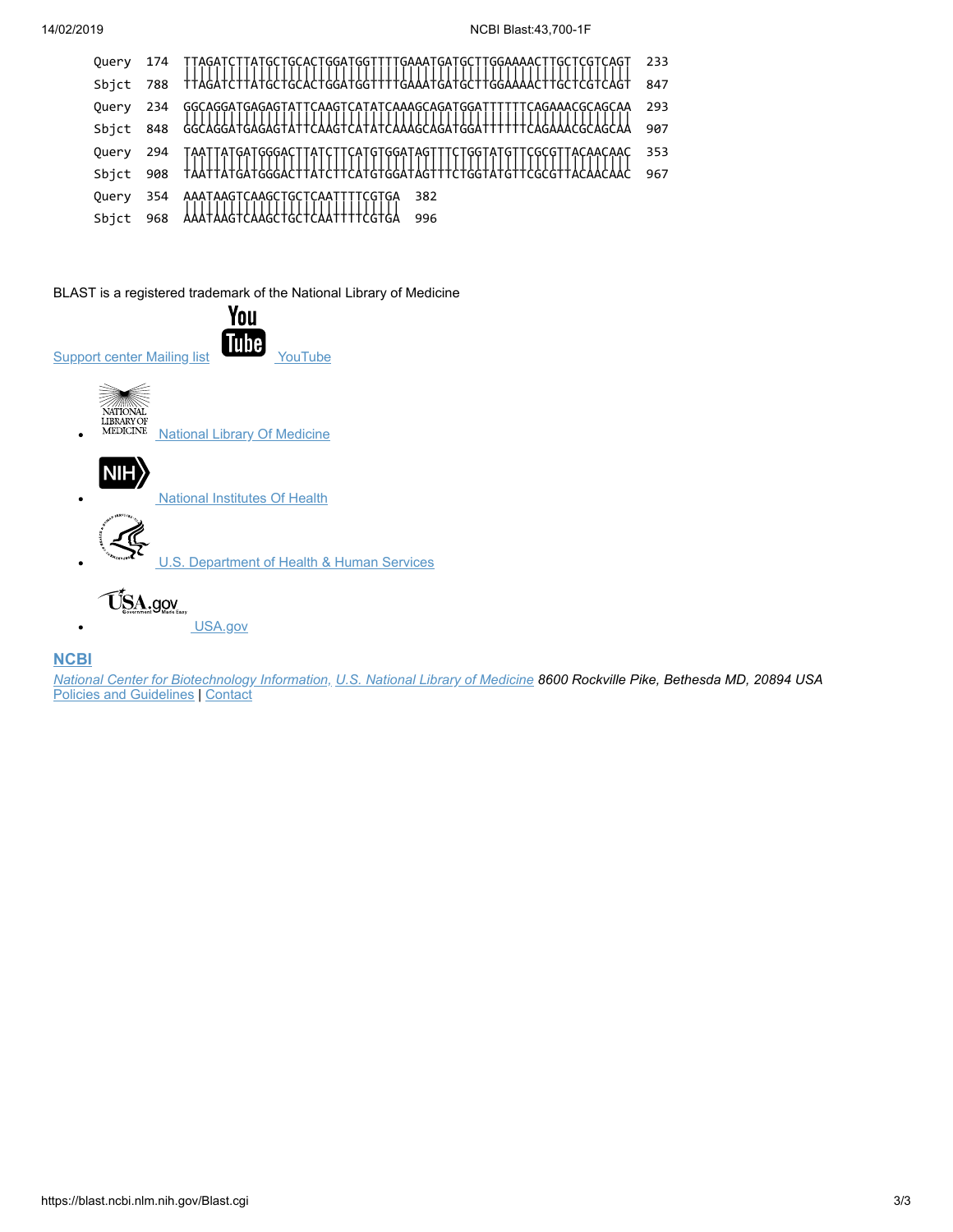```
Query  174  TTAGATCTTATGCTGCACTGGATGGTTTTGAAATGATGCTTGGAAAACTTGCTCGTCAGT  233
            ||||||||||||||||||||||||||||||||||||||||||||||||||||||||||||
Sbjct  788  TTAGATCTTATGCTGCACTGGATGGTTTTGAAATGATGCTTGGAAAACTTGCTCGTCAGT  847

Query  234  GGCAGGATGAGAGTATTCAAGTCATATCAAAGCAGATGGATTTTTTCAGAAACGCAGCAA  293
            ||||||||||||||||||||||||||||||||||||||||||||||||||||||||||||
Sbjct  848  GGCAGGATGAGAGTATTCAAGTCATATCAAAGCAGATGGATTTTTTCAGAAACGCAGCAA  907

Query  294  TAATTATGATGGGACTTATCTTCATGTGGATAGTTTCTGGTATGTTCGCGTTACAACAAC  353
            ||||||||||||||||||||||||||||||||||||||||||||||||||||||||||||
Sbjct  908  TAATTATGATGGGACTTATCTTCATGTGGATAGTTTCTGGTATGTTCGCGTTACAACAAC  967

Query  354  AAATAAGTCAAGCTGCTCAATTTTCGTGA  382
            |||||||||||||||||||||||||||||
Sbjct  968  AAATAAGTCAAGCTGCTCAATTTTCGTGA  996
```

BLAST is a registered trademark of the National Library of Medicine

Support center Mailing list YouTube

- National Library Of Medicine
- National Institutes Of Health
- U.S. Department of Health & Human Services
- USA.gov

## NCBI

*National Center for Biotechnology Information, U.S. National Library of Medicine 8600 Rockville Pike, Bethesda MD, 20894 USA*
Policies and Guidelines | Contact